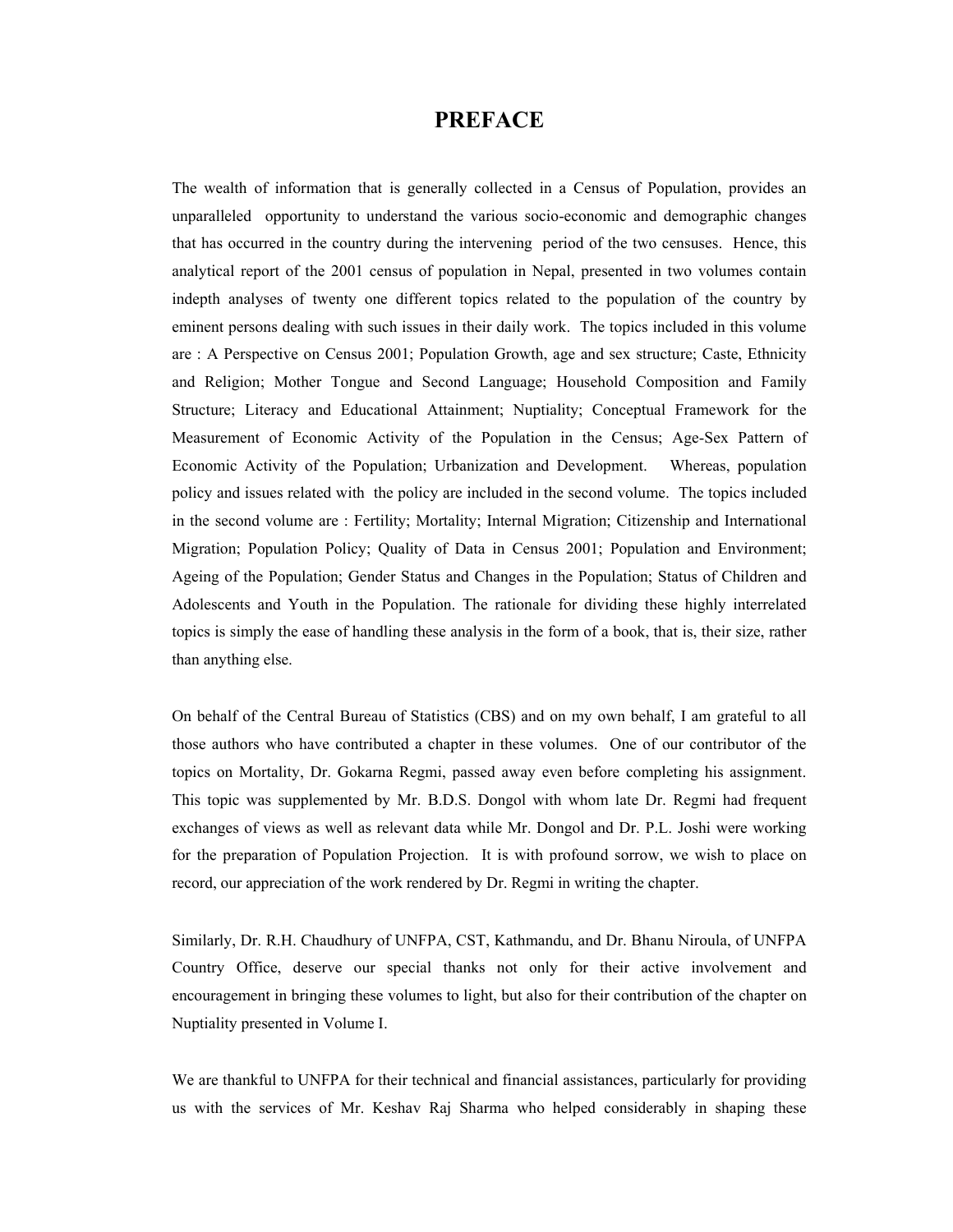# PREFACE

The wealth of information that is generally collected in a Census of Population, provides an unparalleled opportunity to understand the various socio-economic and demographic changes that has occurred in the country during the intervening period of the two censuses. Hence, this analytical report of the 2001 census of population in Nepal, presented in two volumes contain indepth analyses of twenty one different topics related to the population of the country by eminent persons dealing with such issues in their daily work. The topics included in this volume are : A Perspective on Census 2001; Population Growth, age and sex structure; Caste, Ethnicity and Religion; Mother Tongue and Second Language; Household Composition and Family Structure; Literacy and Educational Attainment; Nuptiality; Conceptual Framework for the Measurement of Economic Activity of the Population in the Census; Age-Sex Pattern of Economic Activity of the Population; Urbanization and Development. Whereas, population policy and issues related with the policy are included in the second volume. The topics included in the second volume are : Fertility; Mortality; Internal Migration; Citizenship and International Migration; Population Policy; Quality of Data in Census 2001; Population and Environment; Ageing of the Population; Gender Status and Changes in the Population; Status of Children and Adolescents and Youth in the Population. The rationale for dividing these highly interrelated topics is simply the ease of handling these analysis in the form of a book, that is, their size, rather than anything else.

On behalf of the Central Bureau of Statistics (CBS) and on my own behalf, I am grateful to all those authors who have contributed a chapter in these volumes. One of our contributor of the topics on Mortality, Dr. Gokarna Regmi, passed away even before completing his assignment. This topic was supplemented by Mr. B.D.S. Dongol with whom late Dr. Regmi had frequent exchanges of views as well as relevant data while Mr. Dongol and Dr. P.L. Joshi were working for the preparation of Population Projection. It is with profound sorrow, we wish to place on record, our appreciation of the work rendered by Dr. Regmi in writing the chapter.

Similarly, Dr. R.H. Chaudhury of UNFPA, CST, Kathmandu, and Dr. Bhanu Niroula, of UNFPA Country Office, deserve our special thanks not only for their active involvement and encouragement in bringing these volumes to light, but also for their contribution of the chapter on Nuptiality presented in Volume I.

We are thankful to UNFPA for their technical and financial assistances, particularly for providing us with the services of Mr. Keshav Raj Sharma who helped considerably in shaping these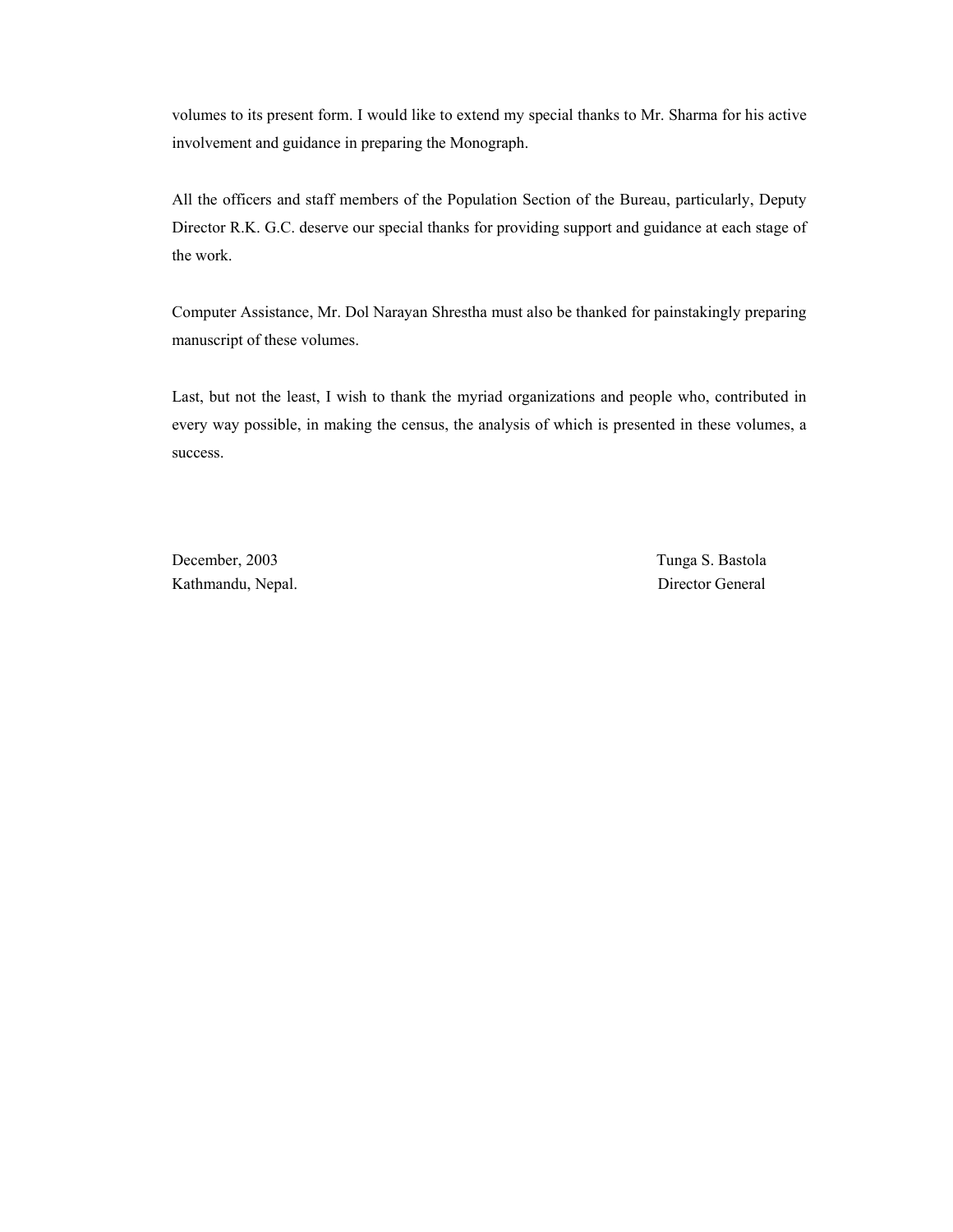volumes to its present form. I would like to extend my special thanks to Mr. Sharma for his active involvement and guidance in preparing the Monograph.

All the officers and staff members of the Population Section of the Bureau, particularly, Deputy Director R.K. G.C. deserve our special thanks for providing support and guidance at each stage of the work.

Computer Assistance, Mr. Dol Narayan Shrestha must also be thanked for painstakingly preparing manuscript of these volumes.

Last, but not the least, I wish to thank the myriad organizations and people who, contributed in every way possible, in making the census, the analysis of which is presented in these volumes, a success.

December, 2003
Kathmandu, Nepal.

Tunga S. Bastola
Director General